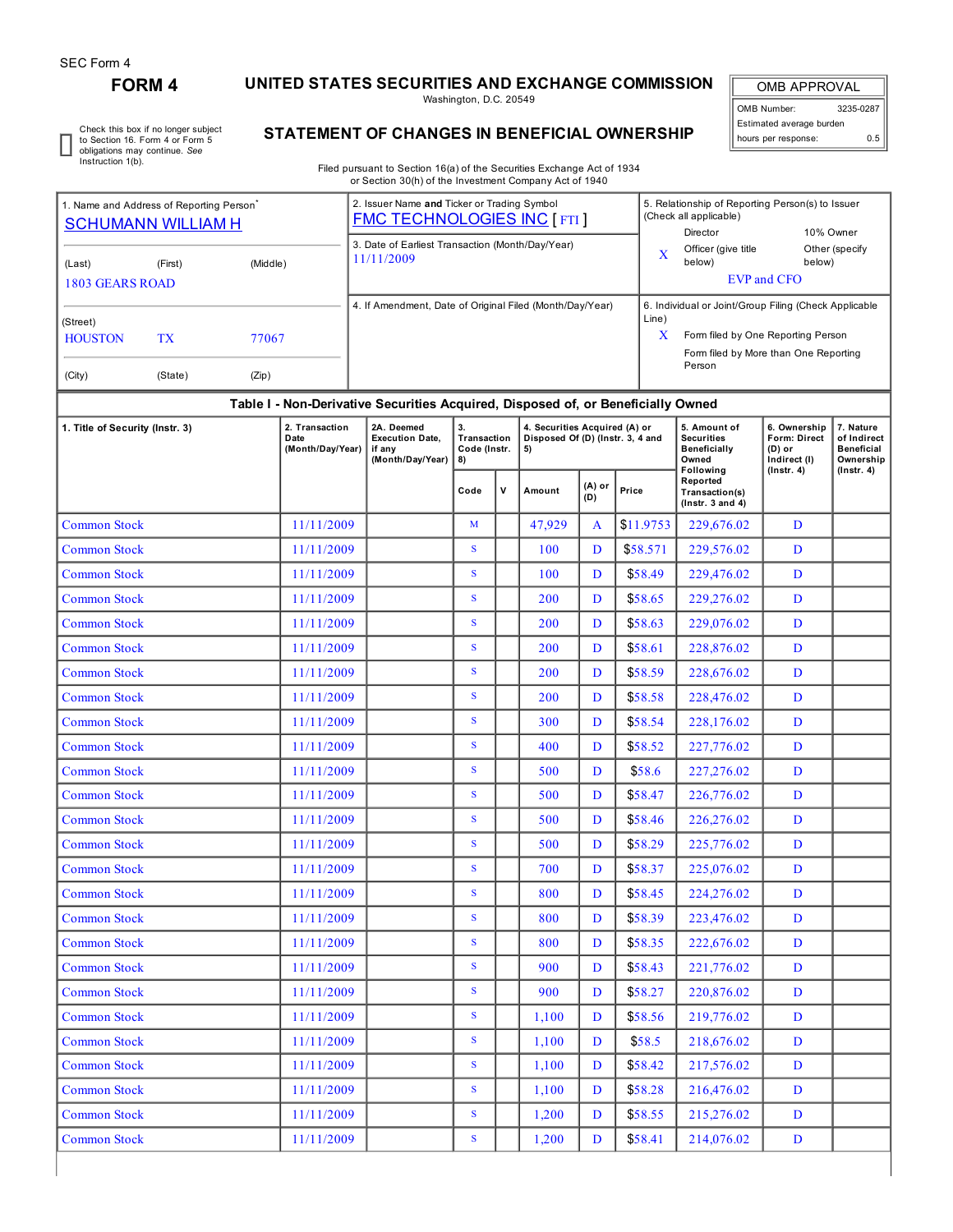SEC Form 4

# FORM 4

## UNITED STATES SECURITIES AND EXCHANGE COMMISSION

Washington, D.C. 20549

| OMB APPROVAL | |
|---|---|
| OMB Number: | 3235-0287 |
| Estimated average burden | |
| hours per response: | 0.5 |

☐ Check this box if no longer subject to Section 16. Form 4 or Form 5 obligations may continue. *See* Instruction 1(b).

## STATEMENT OF CHANGES IN BENEFICIAL OWNERSHIP

Filed pursuant to Section 16(a) of the Securities Exchange Act of 1934 or Section 30(h) of the Investment Company Act of 1940

1. Name and Address of Reporting Person*
SCHUMANN WILLIAM H

(Last) (First) (Middle)
1803 GEARS ROAD

(Street)
HOUSTON TX 77067

(City) (State) (Zip)

2. Issuer Name **and** Ticker or Trading Symbol
FMC TECHNOLOGIES INC [ FTI ]

3. Date of Earliest Transaction (Month/Day/Year)
11/11/2009

4. If Amendment, Date of Original Filed (Month/Day/Year)

5. Relationship of Reporting Person(s) to Issuer (Check all applicable)
Director
10% Owner
X Officer (give title below)
Other (specify below)
EVP and CFO

6. Individual or Joint/Group Filing (Check Applicable Line)
X Form filed by One Reporting Person
Form filed by More than One Reporting Person

### Table I - Non-Derivative Securities Acquired, Disposed of, or Beneficially Owned

| 1. Title of Security (Instr. 3) | 2. Transaction Date (Month/Day/Year) | 2A. Deemed Execution Date, if any (Month/Day/Year) | 3. Transaction Code (Instr. 8) | | 4. Securities Acquired (A) or Disposed Of (D) (Instr. 3, 4 and 5) | | | 5. Amount of Securities Beneficially Owned Following Reported Transaction(s) (Instr. 3 and 4) | 6. Ownership Form: Direct (D) or Indirect (I) (Instr. 4) | 7. Nature of Indirect Beneficial Ownership (Instr. 4) |
|---|---|---|---|---|---|---|---|---|---|---|
| | | | Code | V | Amount | (A) or (D) | Price | | | |
| Common Stock | 11/11/2009 | | M | | 47,929 | A | $11.9753 | 229,676.02 | D | |
| Common Stock | 11/11/2009 | | S | | 100 | D | $58.571 | 229,576.02 | D | |
| Common Stock | 11/11/2009 | | S | | 100 | D | $58.49 | 229,476.02 | D | |
| Common Stock | 11/11/2009 | | S | | 200 | D | $58.65 | 229,276.02 | D | |
| Common Stock | 11/11/2009 | | S | | 200 | D | $58.63 | 229,076.02 | D | |
| Common Stock | 11/11/2009 | | S | | 200 | D | $58.61 | 228,876.02 | D | |
| Common Stock | 11/11/2009 | | S | | 200 | D | $58.59 | 228,676.02 | D | |
| Common Stock | 11/11/2009 | | S | | 200 | D | $58.58 | 228,476.02 | D | |
| Common Stock | 11/11/2009 | | S | | 300 | D | $58.54 | 228,176.02 | D | |
| Common Stock | 11/11/2009 | | S | | 400 | D | $58.52 | 227,776.02 | D | |
| Common Stock | 11/11/2009 | | S | | 500 | D | $58.6 | 227,276.02 | D | |
| Common Stock | 11/11/2009 | | S | | 500 | D | $58.47 | 226,776.02 | D | |
| Common Stock | 11/11/2009 | | S | | 500 | D | $58.46 | 226,276.02 | D | |
| Common Stock | 11/11/2009 | | S | | 500 | D | $58.29 | 225,776.02 | D | |
| Common Stock | 11/11/2009 | | S | | 700 | D | $58.37 | 225,076.02 | D | |
| Common Stock | 11/11/2009 | | S | | 800 | D | $58.45 | 224,276.02 | D | |
| Common Stock | 11/11/2009 | | S | | 800 | D | $58.39 | 223,476.02 | D | |
| Common Stock | 11/11/2009 | | S | | 800 | D | $58.35 | 222,676.02 | D | |
| Common Stock | 11/11/2009 | | S | | 900 | D | $58.43 | 221,776.02 | D | |
| Common Stock | 11/11/2009 | | S | | 900 | D | $58.27 | 220,876.02 | D | |
| Common Stock | 11/11/2009 | | S | | 1,100 | D | $58.56 | 219,776.02 | D | |
| Common Stock | 11/11/2009 | | S | | 1,100 | D | $58.5 | 218,676.02 | D | |
| Common Stock | 11/11/2009 | | S | | 1,100 | D | $58.42 | 217,576.02 | D | |
| Common Stock | 11/11/2009 | | S | | 1,100 | D | $58.28 | 216,476.02 | D | |
| Common Stock | 11/11/2009 | | S | | 1,200 | D | $58.55 | 215,276.02 | D | |
| Common Stock | 11/11/2009 | | S | | 1,200 | D | $58.41 | 214,076.02 | D | |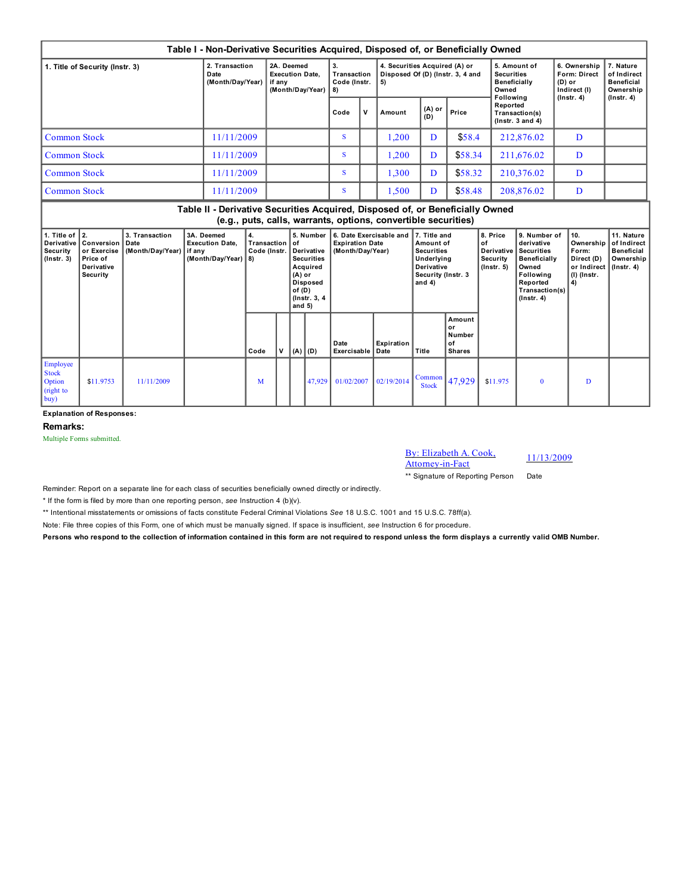## Table I - Non-Derivative Securities Acquired, Disposed of, or Beneficially Owned

| 1. Title of Security (Instr. 3) | 2. Transaction Date (Month/Day/Year) | 2A. Deemed Execution Date, if any (Month/Day/Year) | 3. Transaction Code (Instr. 8) | | 4. Securities Acquired (A) or Disposed Of (D) (Instr. 3, 4 and 5) | | | 5. Amount of Securities Beneficially Owned Following Reported Transaction(s) (Instr. 3 and 4) | 6. Ownership Form: Direct (D) or Indirect (I) (Instr. 4) | 7. Nature of Indirect Beneficial Ownership (Instr. 4) |
|---|---|---|---|---|---|---|---|---|---|---|
| | | | Code | V | Amount | (A) or (D) | Price | | | |
| Common Stock | 11/11/2009 | | S | | 1,200 | D | $58.4 | 212,876.02 | D | |
| Common Stock | 11/11/2009 | | S | | 1,200 | D | $58.34 | 211,676.02 | D | |
| Common Stock | 11/11/2009 | | S | | 1,300 | D | $58.32 | 210,376.02 | D | |
| Common Stock | 11/11/2009 | | S | | 1,500 | D | $58.48 | 208,876.02 | D | |

## Table II - Derivative Securities Acquired, Disposed of, or Beneficially Owned (e.g., puts, calls, warrants, options, convertible securities)

| 1. Title of Derivative Security (Instr. 3) | 2. Conversion or Exercise Price of Derivative Security | 3. Transaction Date (Month/Day/Year) | 3A. Deemed Execution Date, if any (Month/Day/Year) | 4. Transaction Code (Instr. 8) | | 5. Number of Derivative Securities Acquired (A) or Disposed of (D) (Instr. 3, 4 and 5) | | 6. Date Exercisable and Expiration Date (Month/Day/Year) | | 7. Title and Amount of Securities Underlying Derivative Security (Instr. 3 and 4) | | 8. Price of Derivative Security (Instr. 5) | 9. Number of derivative Securities Beneficially Owned Following Reported Transaction(s) (Instr. 4) | 10. Ownership Form: Direct (D) or Indirect (I) (Instr. 4) | 11. Nature of Indirect Beneficial Ownership (Instr. 4) |
|---|---|---|---|---|---|---|---|---|---|---|---|---|---|---|---|
| | | | | Code | V | (A) | (D) | Date Exercisable | Expiration Date | Title | Amount or Number of Shares | | | | |
| Employee Stock Option (right to buy) | $11.9753 | 11/11/2009 | | M | | | 47,929 | 01/02/2007 | 02/19/2014 | Common Stock | 47,929 | $11.975 | 0 | D | |

**Explanation of Responses:**

**Remarks:**

Multiple Forms submitted.

By: Elizabeth A. Cook, Attorney-in-Fact — 11/13/2009

** Signature of Reporting Person — Date

Reminder: Report on a separate line for each class of securities beneficially owned directly or indirectly.

* If the form is filed by more than one reporting person, *see* Instruction 4 (b)(v).

** Intentional misstatements or omissions of facts constitute Federal Criminal Violations *See* 18 U.S.C. 1001 and 15 U.S.C. 78ff(a).

Note: File three copies of this Form, one of which must be manually signed. If space is insufficient, *see* Instruction 6 for procedure.

**Persons who respond to the collection of information contained in this form are not required to respond unless the form displays a currently valid OMB Number.**